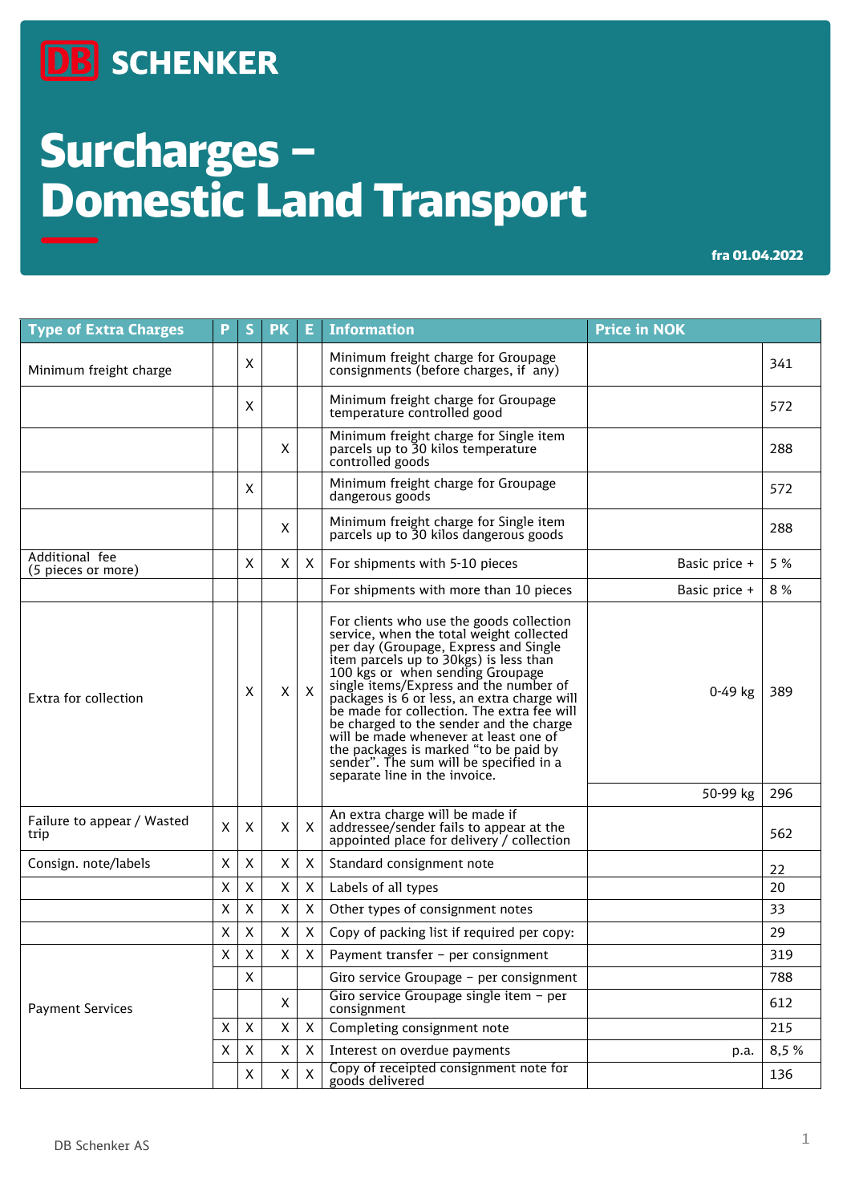DB SCHENKER

# Surcharges – Domestic Land Transport

fra 01.04.2022

| Type of Extra Charges | P | S | PK | E | Information | Price in NOK | |
|---|---|---|---|---|---|---|---|
| Minimum freight charge | | X | | | Minimum freight charge for Groupage consignments (before charges, if any) | | 341 |
| | | X | | | Minimum freight charge for Groupage temperature controlled good | | 572 |
| | | | X | | Minimum freight charge for Single item parcels up to 30 kilos temperature controlled goods | | 288 |
| | | X | | | Minimum freight charge for Groupage dangerous goods | | 572 |
| | | | X | | Minimum freight charge for Single item parcels up to 30 kilos dangerous goods | | 288 |
| Additional fee (5 pieces or more) | | X | X | X | For shipments with 5-10 pieces | Basic price + | 5 % |
| | | | | | For shipments with more than 10 pieces | Basic price + | 8 % |
| Extra for collection | | X | X | X | For clients who use the goods collection service, when the total weight collected per day (Groupage, Express and Single item parcels up to 30kgs) is less than 100 kgs or when sending Groupage single items/Express and the number of packages is 6 or less, an extra charge will be made for collection. The extra fee will be charged to the sender and the charge will be made whenever at least one of the packages is marked "to be paid by sender". The sum will be specified in a separate line in the invoice. | 0-49 kg | 389 |
| | | | | | | 50-99 kg | 296 |
| Failure to appear / Wasted trip | X | X | X | X | An extra charge will be made if addressee/sender fails to appear at the appointed place for delivery / collection | | 562 |
| Consign. note/labels | X | X | X | X | Standard consignment note | | 22 |
| | X | X | X | X | Labels of all types | | 20 |
| | X | X | X | X | Other types of consignment notes | | 33 |
| | X | X | X | X | Copy of packing list if required per copy: | | 29 |
| Payment Services | X | X | X | X | Payment transfer – per consignment | | 319 |
| | | X | | | Giro service Groupage – per consignment | | 788 |
| | | | X | | Giro service Groupage single item – per consignment | | 612 |
| | X | X | X | X | Completing consignment note | | 215 |
| | X | X | X | X | Interest on overdue payments | p.a. | 8,5 % |
| | | X | X | X | Copy of receipted consignment note for goods delivered | | 136 |

DB Schenker AS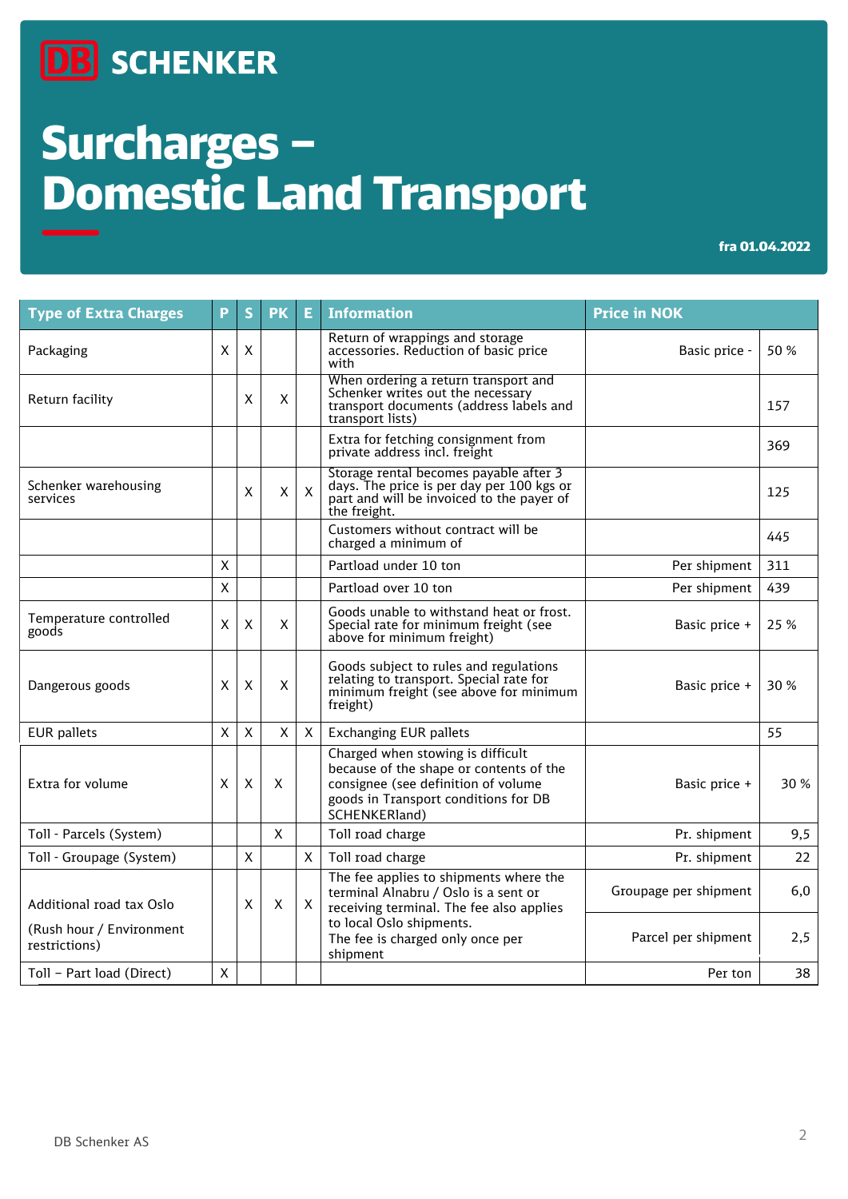DB SCHENKER

# Surcharges – Domestic Land Transport

**fra 01.04.2022**

| Type of Extra Charges | P | S | PK | E | Information | Price in NOK | |
|---|---|---|---|---|---|---|---|
| Packaging | X | X | | | Return of wrappings and storage accessories. Reduction of basic price with | Basic price - | 50 % |
| Return facility | | X | X | | When ordering a return transport and Schenker writes out the necessary transport documents (address labels and transport lists) | | 157 |
| | | | | | Extra for fetching consignment from private address incl. freight | | 369 |
| Schenker warehousing services | | X | X | X | Storage rental becomes payable after 3 days. The price is per day per 100 kgs or part and will be invoiced to the payer of the freight. | | 125 |
| | | | | | Customers without contract will be charged a minimum of | | 445 |
| | X | | | | Partload under 10 ton | Per shipment | 311 |
| | X | | | | Partload over 10 ton | Per shipment | 439 |
| Temperature controlled goods | X | X | X | | Goods unable to withstand heat or frost. Special rate for minimum freight (see above for minimum freight) | Basic price + | 25 % |
| Dangerous goods | X | X | X | | Goods subject to rules and regulations relating to transport. Special rate for minimum freight (see above for minimum freight) | Basic price + | 30 % |
| EUR pallets | X | X | X | X | Exchanging EUR pallets | | 55 |
| Extra for volume | X | X | X | | Charged when stowing is difficult because of the shape or contents of the consignee (see definition of volume goods in Transport conditions for DB SCHENKERland) | Basic price + | 30 % |
| Toll - Parcels (System) | | | X | | Toll road charge | Pr. shipment | 9,5 |
| Toll - Groupage (System) | | X | | X | Toll road charge | Pr. shipment | 22 |
| Additional road tax Oslo (Rush hour / Environment restrictions) | | X | X | X | The fee applies to shipments where the terminal Alnabru / Oslo is a sent or receiving terminal. The fee also applies to local Oslo shipments. The fee is charged only once per shipment | Groupage per shipment | 6,0 |
| | | | | | | Parcel per shipment | 2,5 |
| Toll – Part load (Direct) | X | | | | | Per ton | 38 |

DB Schenker AS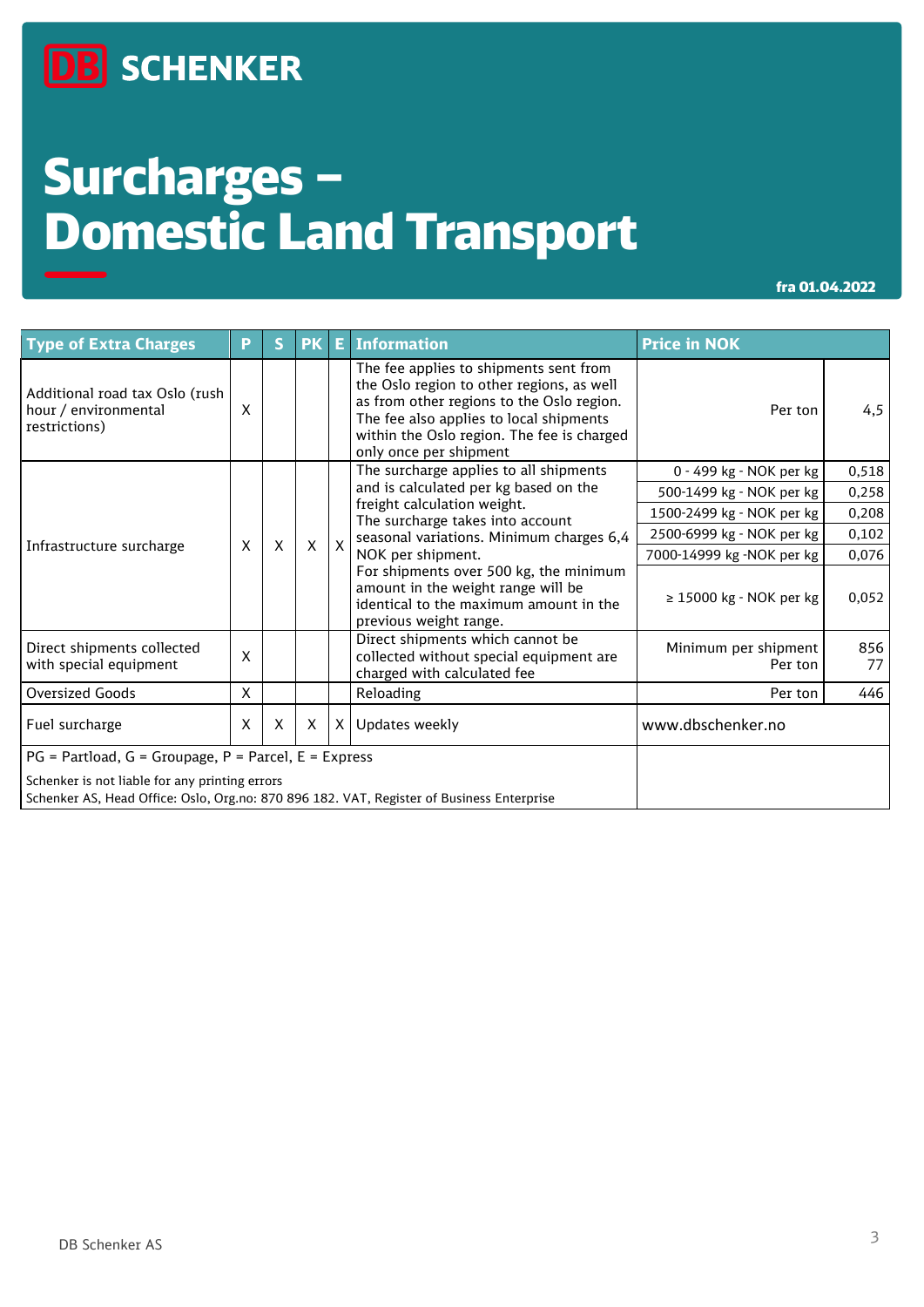# Surcharges – Domestic Land Transport

fra 01.04.2022

| Type of Extra Charges | P | S | PK | E | Information | Price in NOK | |
|---|---|---|---|---|---|---|---|
| Additional road tax Oslo (rush hour / environmental restrictions) | X | | | | The fee applies to shipments sent from the Oslo region to other regions, as well as from other regions to the Oslo region. The fee also applies to local shipments within the Oslo region. The fee is charged only once per shipment | Per ton | 4,5 |
| Infrastructure surcharge | X | X | X | X | The surcharge applies to all shipments and is calculated per kg based on the freight calculation weight. The surcharge takes into account seasonal variations. Minimum charges 6,4 NOK per shipment. For shipments over 500 kg, the minimum amount in the weight range will be identical to the maximum amount in the previous weight range. | 0 - 499 kg - NOK per kg | 0,518 |
| | | | | | | 500-1499 kg - NOK per kg | 0,258 |
| | | | | | | 1500-2499 kg - NOK per kg | 0,208 |
| | | | | | | 2500-6999 kg - NOK per kg | 0,102 |
| | | | | | | 7000-14999 kg -NOK per kg | 0,076 |
| | | | | | | ≥ 15000 kg - NOK per kg | 0,052 |
| Direct shipments collected with special equipment | X | | | | Direct shipments which cannot be collected without special equipment are charged with calculated fee | Minimum per shipment<br>Per ton | 856<br>77 |
| Oversized Goods | X | | | | Reloading | Per ton | 446 |
| Fuel surcharge | X | X | X | X | Updates weekly | www.dbschenker.no | |

PG = Partload, G = Groupage, P = Parcel, E = Express

Schenker is not liable for any printing errors

Schenker AS, Head Office: Oslo, Org.no: 870 896 182. VAT, Register of Business Enterprise